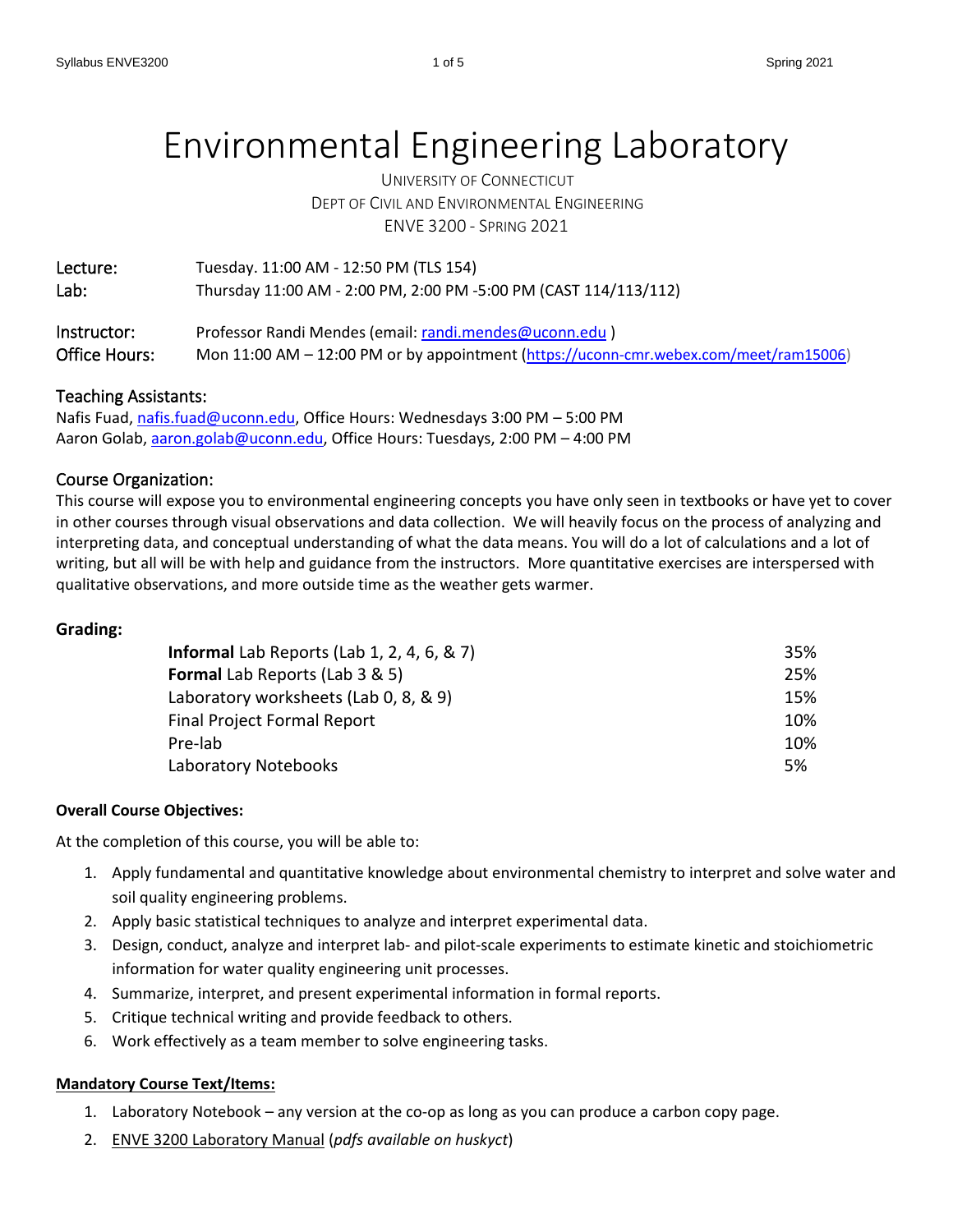# Environmental Engineering Laboratory

UNIVERSITY OF CONNECTICUT
DEPT OF CIVIL AND ENVIRONMENTAL ENGINEERING
ENVE 3200 - SPRING 2021

| | |
|---|---|
| Lecture: | Tuesday. 11:00 AM - 12:50 PM (TLS 154) |
| Lab: | Thursday 11:00 AM - 2:00 PM, 2:00 PM -5:00 PM (CAST 114/113/112) |
| Instructor: | Professor Randi Mendes (email: randi.mendes@uconn.edu ) |
| Office Hours: | Mon 11:00 AM – 12:00 PM or by appointment (https://uconn-cmr.webex.com/meet/ram15006) |

## Teaching Assistants:

Nafis Fuad, nafis.fuad@uconn.edu, Office Hours: Wednesdays 3:00 PM – 5:00 PM
Aaron Golab, aaron.golab@uconn.edu, Office Hours: Tuesdays, 2:00 PM – 4:00 PM

## Course Organization:

This course will expose you to environmental engineering concepts you have only seen in textbooks or have yet to cover in other courses through visual observations and data collection. We will heavily focus on the process of analyzing and interpreting data, and conceptual understanding of what the data means. You will do a lot of calculations and a lot of writing, but all will be with help and guidance from the instructors. More quantitative exercises are interspersed with qualitative observations, and more outside time as the weather gets warmer.

## Grading:

| | |
|---|---|
| **Informal** Lab Reports (Lab 1, 2, 4, 6, & 7) | 35% |
| **Formal** Lab Reports (Lab 3 & 5) | 25% |
| Laboratory worksheets (Lab 0, 8, & 9) | 15% |
| Final Project Formal Report | 10% |
| Pre-lab | 10% |
| Laboratory Notebooks | 5% |

**Overall Course Objectives:**

At the completion of this course, you will be able to:

1. Apply fundamental and quantitative knowledge about environmental chemistry to interpret and solve water and soil quality engineering problems.
2. Apply basic statistical techniques to analyze and interpret experimental data.
3. Design, conduct, analyze and interpret lab- and pilot-scale experiments to estimate kinetic and stoichiometric information for water quality engineering unit processes.
4. Summarize, interpret, and present experimental information in formal reports.
5. Critique technical writing and provide feedback to others.
6. Work effectively as a team member to solve engineering tasks.

**Mandatory Course Text/Items:**

1. Laboratory Notebook – any version at the co-op as long as you can produce a carbon copy page.
2. ENVE 3200 Laboratory Manual (*pdfs available on huskyct*)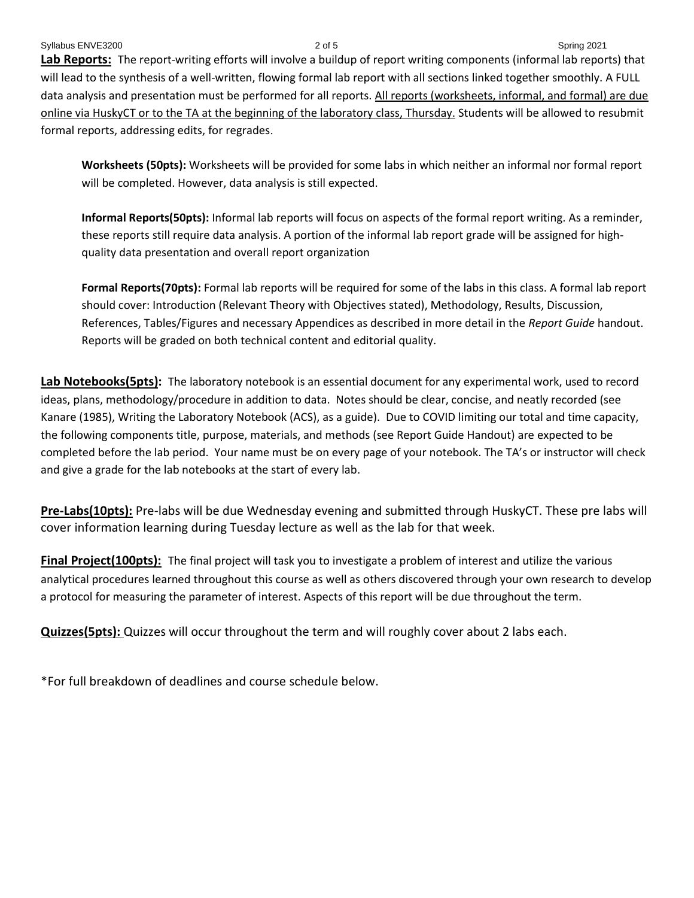**Lab Reports:** The report-writing efforts will involve a buildup of report writing components (informal lab reports) that will lead to the synthesis of a well-written, flowing formal lab report with all sections linked together smoothly. A FULL data analysis and presentation must be performed for all reports. <u>All reports (worksheets, informal, and formal) are due online via HuskyCT or to the TA at the beginning of the laboratory class, Thursday.</u> Students will be allowed to resubmit formal reports, addressing edits, for regrades.

**Worksheets (50pts):** Worksheets will be provided for some labs in which neither an informal nor formal report will be completed. However, data analysis is still expected.

**Informal Reports(50pts):** Informal lab reports will focus on aspects of the formal report writing. As a reminder, these reports still require data analysis. A portion of the informal lab report grade will be assigned for high-quality data presentation and overall report organization

**Formal Reports(70pts):** Formal lab reports will be required for some of the labs in this class. A formal lab report should cover: Introduction (Relevant Theory with Objectives stated), Methodology, Results, Discussion, References, Tables/Figures and necessary Appendices as described in more detail in the *Report Guide* handout. Reports will be graded on both technical content and editorial quality.

**Lab Notebooks(5pts):** The laboratory notebook is an essential document for any experimental work, used to record ideas, plans, methodology/procedure in addition to data. Notes should be clear, concise, and neatly recorded (see Kanare (1985), Writing the Laboratory Notebook (ACS), as a guide). Due to COVID limiting our total and time capacity, the following components title, purpose, materials, and methods (see Report Guide Handout) are expected to be completed before the lab period. Your name must be on every page of your notebook. The TA's or instructor will check and give a grade for the lab notebooks at the start of every lab.

**Pre-Labs(10pts):** Pre-labs will be due Wednesday evening and submitted through HuskyCT. These pre labs will cover information learning during Tuesday lecture as well as the lab for that week.

**Final Project(100pts):** The final project will task you to investigate a problem of interest and utilize the various analytical procedures learned throughout this course as well as others discovered through your own research to develop a protocol for measuring the parameter of interest. Aspects of this report will be due throughout the term.

**Quizzes(5pts):** Quizzes will occur throughout the term and will roughly cover about 2 labs each.

*For full breakdown of deadlines and course schedule below.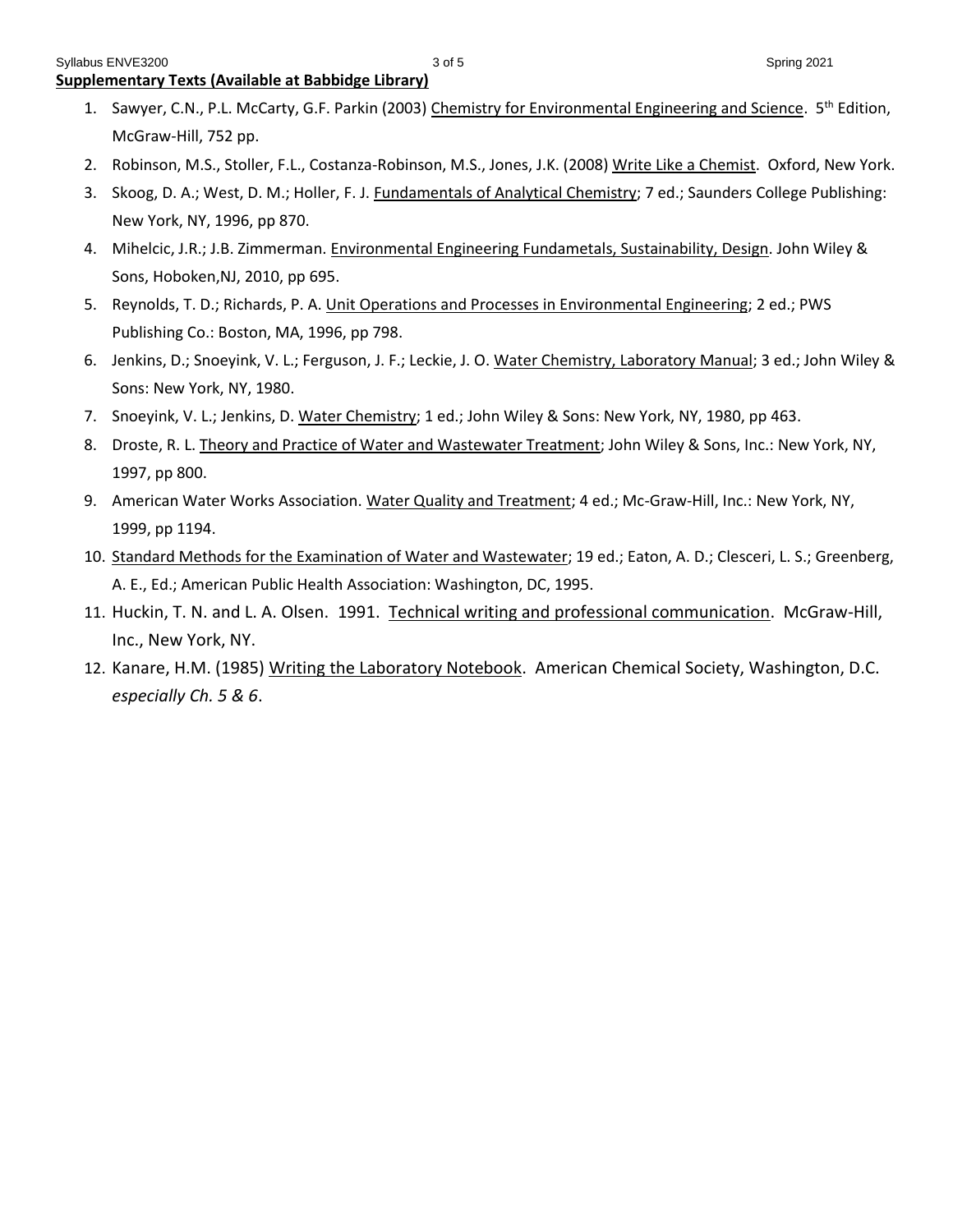**Supplementary Texts (Available at Babbidge Library)**

1. Sawyer, C.N., P.L. McCarty, G.F. Parkin (2003) Chemistry for Environmental Engineering and Science. 5th Edition, McGraw-Hill, 752 pp.
2. Robinson, M.S., Stoller, F.L., Costanza-Robinson, M.S., Jones, J.K. (2008) Write Like a Chemist. Oxford, New York.
3. Skoog, D. A.; West, D. M.; Holler, F. J. Fundamentals of Analytical Chemistry; 7 ed.; Saunders College Publishing: New York, NY, 1996, pp 870.
4. Mihelcic, J.R.; J.B. Zimmerman. Environmental Engineering Fundametals, Sustainability, Design. John Wiley & Sons, Hoboken,NJ, 2010, pp 695.
5. Reynolds, T. D.; Richards, P. A. Unit Operations and Processes in Environmental Engineering; 2 ed.; PWS Publishing Co.: Boston, MA, 1996, pp 798.
6. Jenkins, D.; Snoeyink, V. L.; Ferguson, J. F.; Leckie, J. O. Water Chemistry, Laboratory Manual; 3 ed.; John Wiley & Sons: New York, NY, 1980.
7. Snoeyink, V. L.; Jenkins, D. Water Chemistry; 1 ed.; John Wiley & Sons: New York, NY, 1980, pp 463.
8. Droste, R. L. Theory and Practice of Water and Wastewater Treatment; John Wiley & Sons, Inc.: New York, NY, 1997, pp 800.
9. American Water Works Association. Water Quality and Treatment; 4 ed.; Mc-Graw-Hill, Inc.: New York, NY, 1999, pp 1194.
10. Standard Methods for the Examination of Water and Wastewater; 19 ed.; Eaton, A. D.; Clesceri, L. S.; Greenberg, A. E., Ed.; American Public Health Association: Washington, DC, 1995.
11. Huckin, T. N. and L. A. Olsen. 1991. Technical writing and professional communication. McGraw-Hill, Inc., New York, NY.
12. Kanare, H.M. (1985) Writing the Laboratory Notebook. American Chemical Society, Washington, D.C. *especially Ch. 5 & 6*.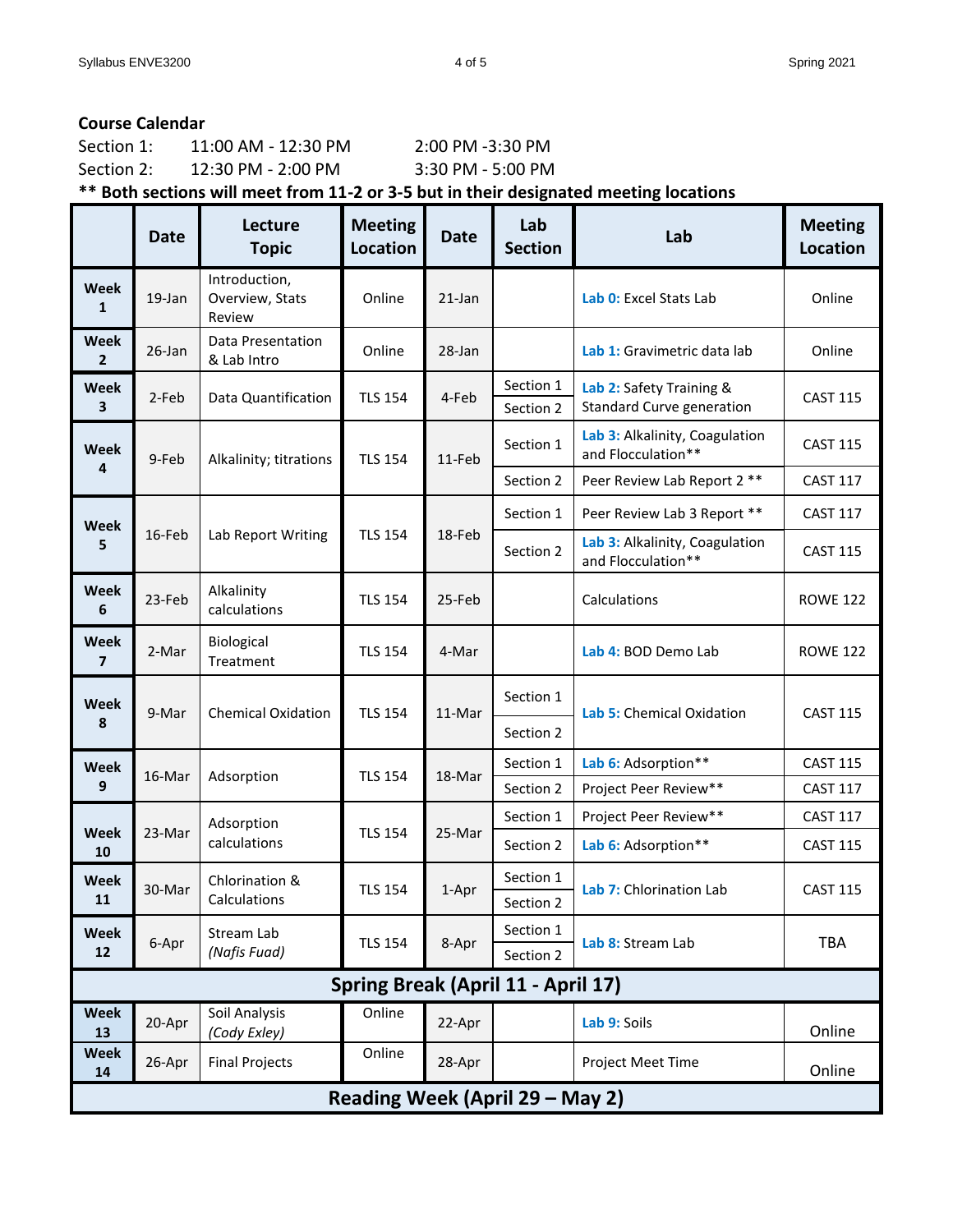**Course Calendar**

Section 1:  11:00 AM - 12:30 PM  2:00 PM -3:30 PM

Section 2:  12:30 PM - 2:00 PM  3:30 PM - 5:00 PM

**\*\* Both sections will meet from 11-2 or 3-5 but in their designated meeting locations**

| | Date | Lecture Topic | Meeting Location | Date | Lab Section | Lab | Meeting Location |
|---|---|---|---|---|---|---|---|
| **Week 1** | 19-Jan | Introduction, Overview, Stats Review | Online | 21-Jan | | Lab 0: Excel Stats Lab | Online |
| **Week 2** | 26-Jan | Data Presentation & Lab Intro | Online | 28-Jan | | Lab 1: Gravimetric data lab | Online |
| **Week 3** | 2-Feb | Data Quantification | TLS 154 | 4-Feb | Section 1 | Lab 2: Safety Training & Standard Curve generation | CAST 115 |
| | | | | | Section 2 | | |
| **Week 4** | 9-Feb | Alkalinity; titrations | TLS 154 | 11-Feb | Section 1 | Lab 3: Alkalinity, Coagulation and Flocculation** | CAST 115 |
| | | | | | Section 2 | Peer Review Lab Report 2 ** | CAST 117 |
| **Week 5** | 16-Feb | Lab Report Writing | TLS 154 | 18-Feb | Section 1 | Peer Review Lab 3 Report ** | CAST 117 |
| | | | | | Section 2 | Lab 3: Alkalinity, Coagulation and Flocculation** | CAST 115 |
| **Week 6** | 23-Feb | Alkalinity calculations | TLS 154 | 25-Feb | | Calculations | ROWE 122 |
| **Week 7** | 2-Mar | Biological Treatment | TLS 154 | 4-Mar | | Lab 4: BOD Demo Lab | ROWE 122 |
| **Week 8** | 9-Mar | Chemical Oxidation | TLS 154 | 11-Mar | Section 1 | Lab 5: Chemical Oxidation | CAST 115 |
| | | | | | Section 2 | | |
| **Week 9** | 16-Mar | Adsorption | TLS 154 | 18-Mar | Section 1 | Lab 6: Adsorption** | CAST 115 |
| | | | | | Section 2 | Project Peer Review** | CAST 117 |
| **Week 10** | 23-Mar | Adsorption calculations | TLS 154 | 25-Mar | Section 1 | Project Peer Review** | CAST 117 |
| | | | | | Section 2 | Lab 6: Adsorption** | CAST 115 |
| **Week 11** | 30-Mar | Chlorination & Calculations | TLS 154 | 1-Apr | Section 1 | Lab 7: Chlorination Lab | CAST 115 |
| | | | | | Section 2 | | |
| **Week 12** | 6-Apr | Stream Lab *(Nafis Fuad)* | TLS 154 | 8-Apr | Section 1 | Lab 8: Stream Lab | TBA |
| | | | | | Section 2 | | |
| **Spring Break (April 11 - April 17)** | | | | | | | |
| **Week 13** | 20-Apr | Soil Analysis *(Cody Exley)* | Online | 22-Apr | | Lab 9: Soils | Online |
| **Week 14** | 26-Apr | Final Projects | Online | 28-Apr | | Project Meet Time | Online |
| **Reading Week (April 29 – May 2)** | | | | | | | |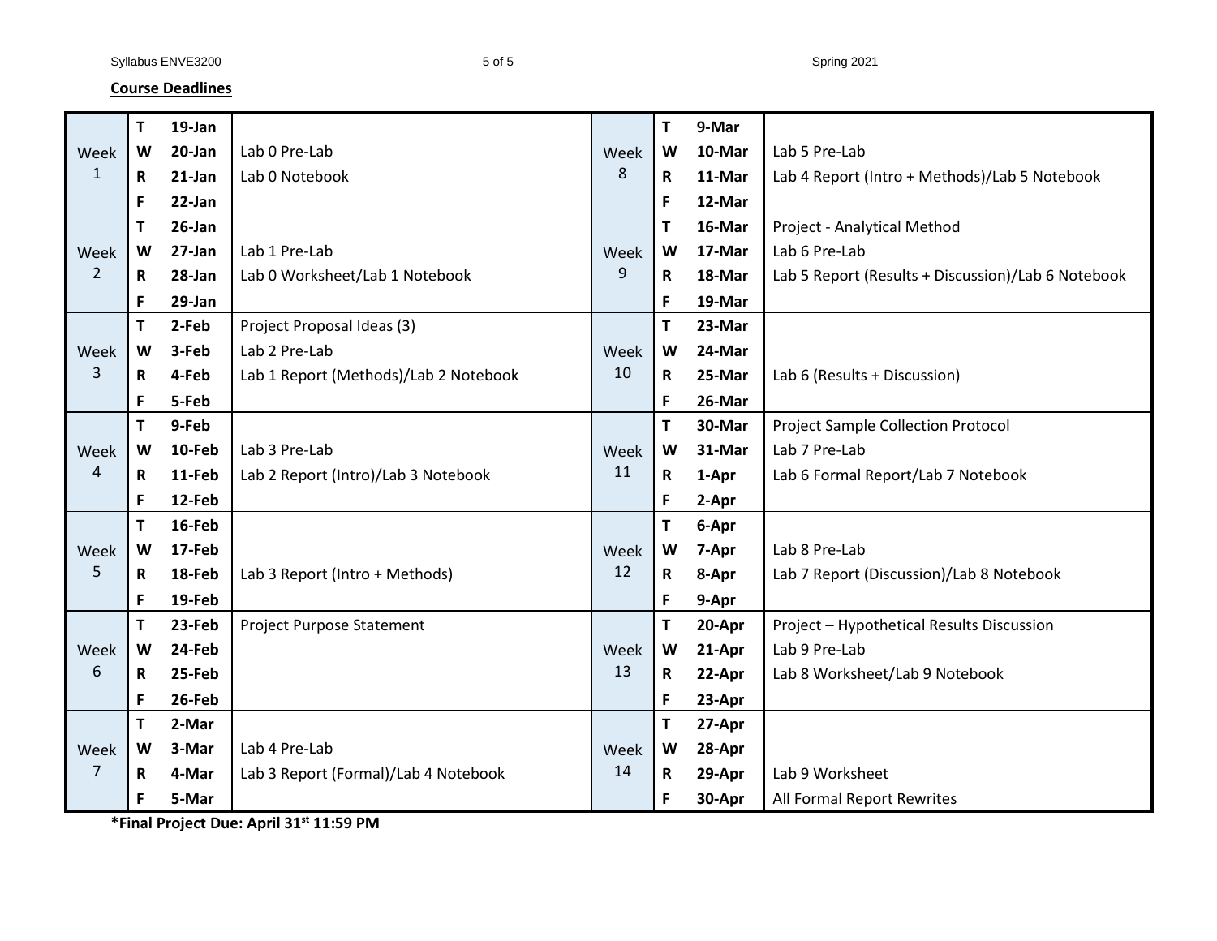**Course Deadlines**

| | | | | | | | |
|---|---|---|---|---|---|---|---|
| Week 1 | T | 19-Jan | | Week 8 | T | 9-Mar | |
| | W | 20-Jan | Lab 0 Pre-Lab | | W | 10-Mar | Lab 5 Pre-Lab |
| | R | 21-Jan | Lab 0 Notebook | | R | 11-Mar | Lab 4 Report (Intro + Methods)/Lab 5 Notebook |
| | F | 22-Jan | | | F | 12-Mar | |
| Week 2 | T | 26-Jan | | Week 9 | T | 16-Mar | Project - Analytical Method |
| | W | 27-Jan | Lab 1 Pre-Lab | | W | 17-Mar | Lab 6 Pre-Lab |
| | R | 28-Jan | Lab 0 Worksheet/Lab 1 Notebook | | R | 18-Mar | Lab 5 Report (Results + Discussion)/Lab 6 Notebook |
| | F | 29-Jan | | | F | 19-Mar | |
| Week 3 | T | 2-Feb | Project Proposal Ideas (3) | Week 10 | T | 23-Mar | |
| | W | 3-Feb | Lab 2 Pre-Lab | | W | 24-Mar | |
| | R | 4-Feb | Lab 1 Report (Methods)/Lab 2 Notebook | | R | 25-Mar | Lab 6 (Results + Discussion) |
| | F | 5-Feb | | | F | 26-Mar | |
| Week 4 | T | 9-Feb | | Week 11 | T | 30-Mar | Project Sample Collection Protocol |
| | W | 10-Feb | Lab 3 Pre-Lab | | W | 31-Mar | Lab 7 Pre-Lab |
| | R | 11-Feb | Lab 2 Report (Intro)/Lab 3 Notebook | | R | 1-Apr | Lab 6 Formal Report/Lab 7 Notebook |
| | F | 12-Feb | | | F | 2-Apr | |
| Week 5 | T | 16-Feb | | Week 12 | T | 6-Apr | |
| | W | 17-Feb | | | W | 7-Apr | Lab 8 Pre-Lab |
| | R | 18-Feb | Lab 3 Report (Intro + Methods) | | R | 8-Apr | Lab 7 Report (Discussion)/Lab 8 Notebook |
| | F | 19-Feb | | | F | 9-Apr | |
| Week 6 | T | 23-Feb | Project Purpose Statement | Week 13 | T | 20-Apr | Project – Hypothetical Results Discussion |
| | W | 24-Feb | | | W | 21-Apr | Lab 9 Pre-Lab |
| | R | 25-Feb | | | R | 22-Apr | Lab 8 Worksheet/Lab 9 Notebook |
| | F | 26-Feb | | | F | 23-Apr | |
| Week 7 | T | 2-Mar | | Week 14 | T | 27-Apr | |
| | W | 3-Mar | Lab 4 Pre-Lab | | W | 28-Apr | |
| | R | 4-Mar | Lab 3 Report (Formal)/Lab 4 Notebook | | R | 29-Apr | Lab 9 Worksheet |
| | F | 5-Mar | | | F | 30-Apr | All Formal Report Rewrites |

**\*Final Project Due: April 31st 11:59 PM**